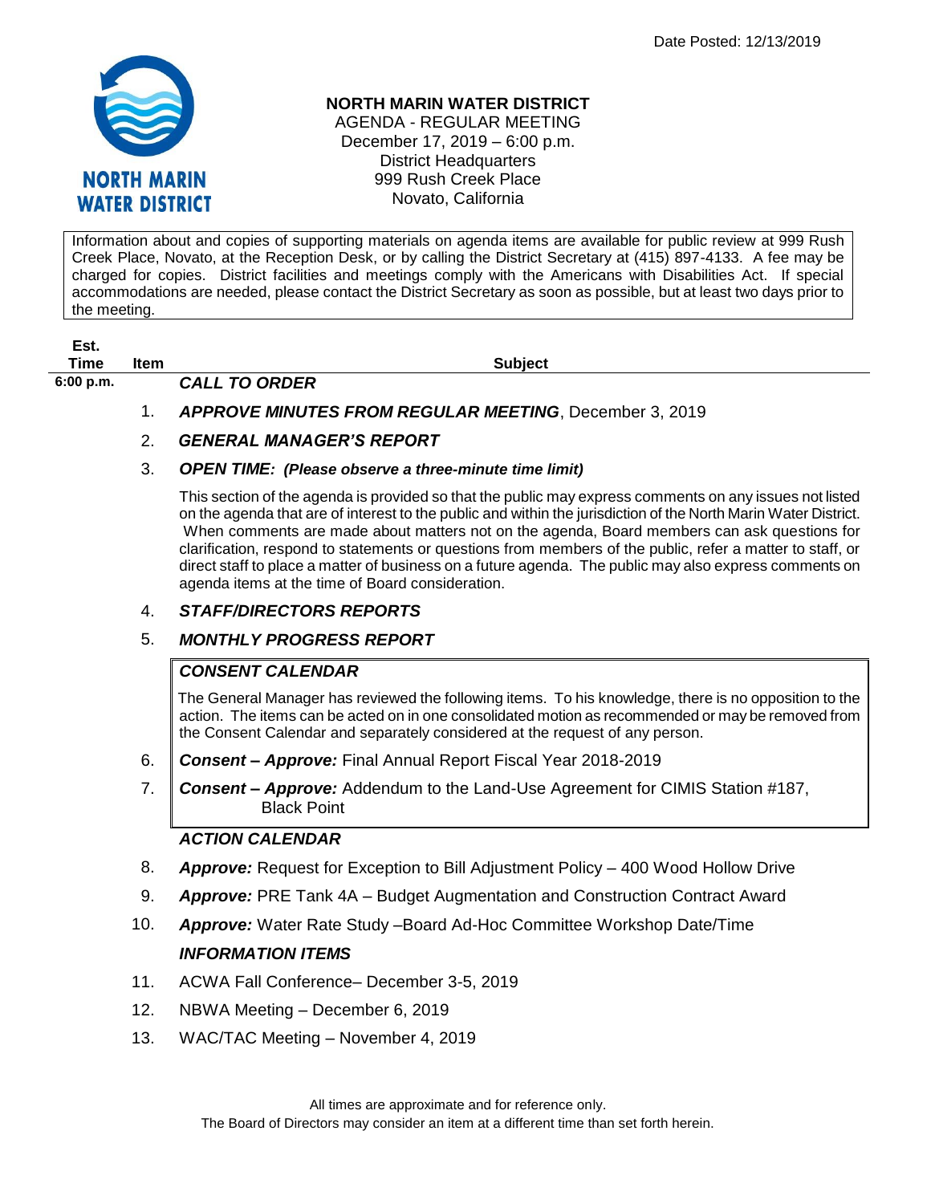Date Posted: 12/13/2019

NORTH MARIN WATER DISTRICT

# NORTH MARIN WATER DISTRICT

AGENDA - REGULAR MEETING
December 17, 2019 – 6:00 p.m.
District Headquarters
999 Rush Creek Place
Novato, California

Information about and copies of supporting materials on agenda items are available for public review at 999 Rush Creek Place, Novato, at the Reception Desk, or by calling the District Secretary at (415) 897-4133. A fee may be charged for copies. District facilities and meetings comply with the Americans with Disabilities Act. If special accommodations are needed, please contact the District Secretary as soon as possible, but at least two days prior to the meeting.

| Est. Time | Item | Subject |
|---|---|---|
| 6:00 p.m. | | ***CALL TO ORDER*** |
| | 1. | ***APPROVE MINUTES FROM REGULAR MEETING***, December 3, 2019 |
| | 2. | ***GENERAL MANAGER'S REPORT*** |
| | 3. | ***OPEN TIME: (Please observe a three-minute time limit)*** |

This section of the agenda is provided so that the public may express comments on any issues not listed on the agenda that are of interest to the public and within the jurisdiction of the North Marin Water District. When comments are made about matters not on the agenda, Board members can ask questions for clarification, respond to statements or questions from members of the public, refer a matter to staff, or direct staff to place a matter of business on a future agenda. The public may also express comments on agenda items at the time of Board consideration.

4. ***STAFF/DIRECTORS REPORTS***
5. ***MONTHLY PROGRESS REPORT***

***CONSENT CALENDAR***

The General Manager has reviewed the following items. To his knowledge, there is no opposition to the action. The items can be acted on in one consolidated motion as recommended or may be removed from the Consent Calendar and separately considered at the request of any person.

6. ***Consent – Approve:*** Final Annual Report Fiscal Year 2018-2019
7. ***Consent – Approve:*** Addendum to the Land-Use Agreement for CIMIS Station #187, Black Point

***ACTION CALENDAR***

8. ***Approve:*** Request for Exception to Bill Adjustment Policy – 400 Wood Hollow Drive
9. ***Approve:*** PRE Tank 4A – Budget Augmentation and Construction Contract Award
10. ***Approve:*** Water Rate Study –Board Ad-Hoc Committee Workshop Date/Time

***INFORMATION ITEMS***

11. ACWA Fall Conference– December 3-5, 2019
12. NBWA Meeting – December 6, 2019
13. WAC/TAC Meeting – November 4, 2019

All times are approximate and for reference only.
The Board of Directors may consider an item at a different time than set forth herein.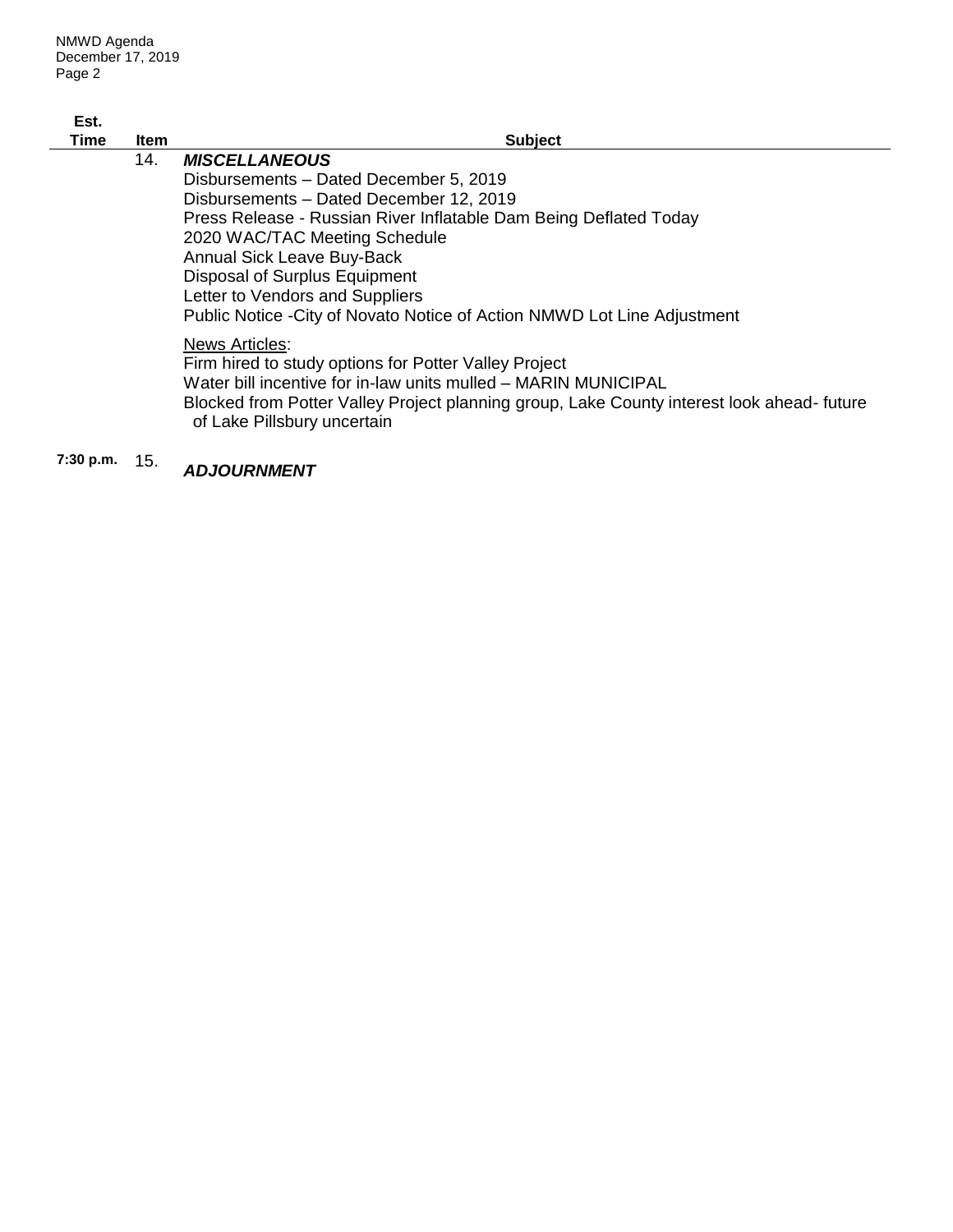| Est. Time | Item | Subject |
|---|---|---|
| | 14. | ***MISCELLANEOUS*** |
| | | Disbursements – Dated December 5, 2019 |
| | | Disbursements – Dated December 12, 2019 |
| | | Press Release - Russian River Inflatable Dam Being Deflated Today |
| | | 2020 WAC/TAC Meeting Schedule |
| | | Annual Sick Leave Buy-Back |
| | | Disposal of Surplus Equipment |
| | | Letter to Vendors and Suppliers |
| | | Public Notice -City of Novato Notice of Action NMWD Lot Line Adjustment |
| | | News Articles: |
| | | Firm hired to study options for Potter Valley Project |
| | | Water bill incentive for in-law units mulled – MARIN MUNICIPAL |
| | | Blocked from Potter Valley Project planning group, Lake County interest look ahead- future of Lake Pillsbury uncertain |
| 7:30 p.m. | 15. | ***ADJOURNMENT*** |